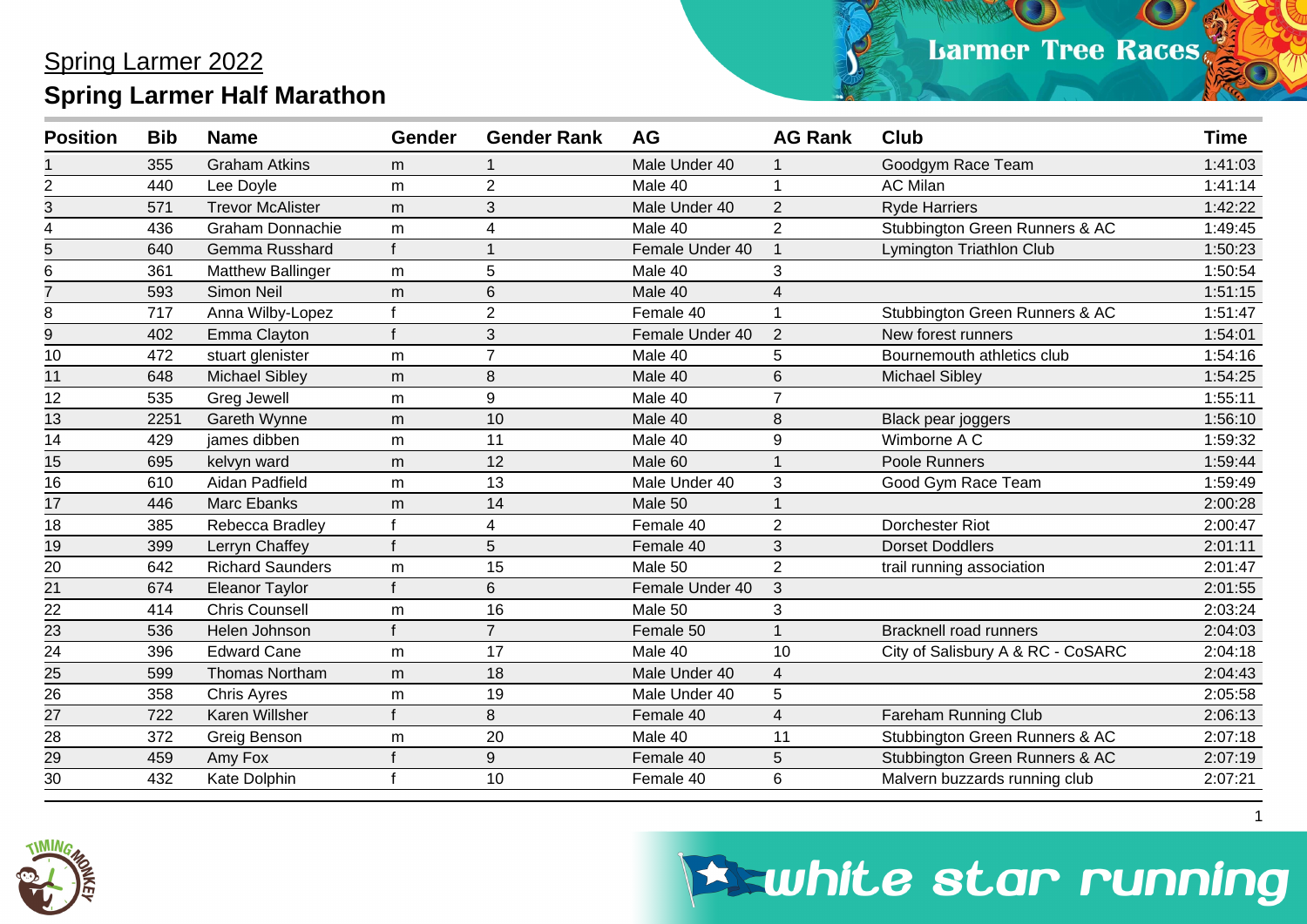# Spring Larmer 2022

## Spring Larmer Half Marathon

| Position | Bib | Name | Gender | Gender Rank | AG | AG Rank | Club | Time |
|---|---|---|---|---|---|---|---|---|
| 1 | 355 | Graham Atkins | m | 1 | Male Under 40 | 1 | Goodgym Race Team | 1:41:03 |
| 2 | 440 | Lee Doyle | m | 2 | Male 40 | 1 | AC Milan | 1:41:14 |
| 3 | 571 | Trevor McAlister | m | 3 | Male Under 40 | 2 | Ryde Harriers | 1:42:22 |
| 4 | 436 | Graham Donnachie | m | 4 | Male 40 | 2 | Stubbington Green Runners & AC | 1:49:45 |
| 5 | 640 | Gemma Russhard | f | 1 | Female Under 40 | 1 | Lymington Triathlon Club | 1:50:23 |
| 6 | 361 | Matthew Ballinger | m | 5 | Male 40 | 3 | | 1:50:54 |
| 7 | 593 | Simon Neil | m | 6 | Male 40 | 4 | | 1:51:15 |
| 8 | 717 | Anna Wilby-Lopez | f | 2 | Female 40 | 1 | Stubbington Green Runners & AC | 1:51:47 |
| 9 | 402 | Emma Clayton | f | 3 | Female Under 40 | 2 | New forest runners | 1:54:01 |
| 10 | 472 | stuart glenister | m | 7 | Male 40 | 5 | Bournemouth athletics club | 1:54:16 |
| 11 | 648 | Michael Sibley | m | 8 | Male 40 | 6 | Michael Sibley | 1:54:25 |
| 12 | 535 | Greg Jewell | m | 9 | Male 40 | 7 | | 1:55:11 |
| 13 | 2251 | Gareth Wynne | m | 10 | Male 40 | 8 | Black pear joggers | 1:56:10 |
| 14 | 429 | james dibben | m | 11 | Male 40 | 9 | Wimborne A C | 1:59:32 |
| 15 | 695 | kelvyn ward | m | 12 | Male 60 | 1 | Poole Runners | 1:59:44 |
| 16 | 610 | Aidan Padfield | m | 13 | Male Under 40 | 3 | Good Gym Race Team | 1:59:49 |
| 17 | 446 | Marc Ebanks | m | 14 | Male 50 | 1 | | 2:00:28 |
| 18 | 385 | Rebecca Bradley | f | 4 | Female 40 | 2 | Dorchester Riot | 2:00:47 |
| 19 | 399 | Lerryn Chaffey | f | 5 | Female 40 | 3 | Dorset Doddlers | 2:01:11 |
| 20 | 642 | Richard Saunders | m | 15 | Male 50 | 2 | trail running association | 2:01:47 |
| 21 | 674 | Eleanor Taylor | f | 6 | Female Under 40 | 3 | | 2:01:55 |
| 22 | 414 | Chris Counsell | m | 16 | Male 50 | 3 | | 2:03:24 |
| 23 | 536 | Helen Johnson | f | 7 | Female 50 | 1 | Bracknell road runners | 2:04:03 |
| 24 | 396 | Edward Cane | m | 17 | Male 40 | 10 | City of Salisbury A & RC - CoSARC | 2:04:18 |
| 25 | 599 | Thomas Northam | m | 18 | Male Under 40 | 4 | | 2:04:43 |
| 26 | 358 | Chris Ayres | m | 19 | Male Under 40 | 5 | | 2:05:58 |
| 27 | 722 | Karen Willsher | f | 8 | Female 40 | 4 | Fareham Running Club | 2:06:13 |
| 28 | 372 | Greig Benson | m | 20 | Male 40 | 11 | Stubbington Green Runners & AC | 2:07:18 |
| 29 | 459 | Amy Fox | f | 9 | Female 40 | 5 | Stubbington Green Runners & AC | 2:07:19 |
| 30 | 432 | Kate Dolphin | f | 10 | Female 40 | 6 | Malvern buzzards running club | 2:07:21 |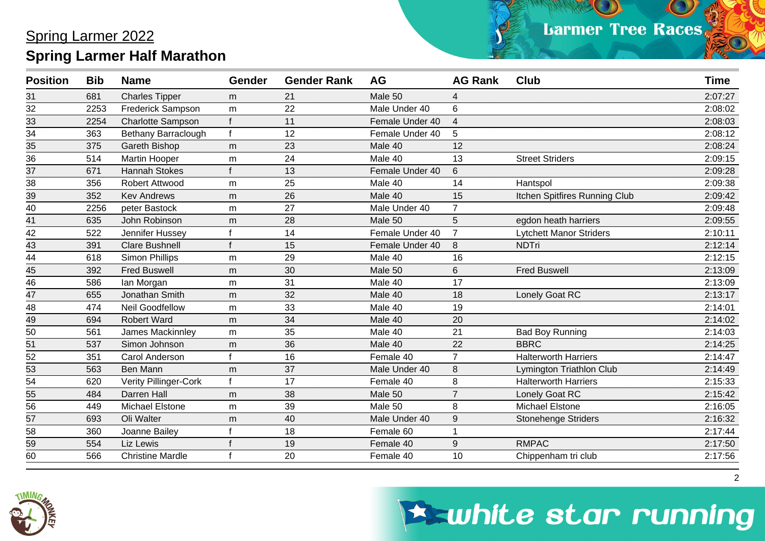# Spring Larmer 2022

## Spring Larmer Half Marathon

| Position | Bib | Name | Gender | Gender Rank | AG | AG Rank | Club | Time |
|---|---|---|---|---|---|---|---|---|
| 31 | 681 | Charles Tipper | m | 21 | Male 50 | 4 | | 2:07:27 |
| 32 | 2253 | Frederick Sampson | m | 22 | Male Under 40 | 6 | | 2:08:02 |
| 33 | 2254 | Charlotte Sampson | f | 11 | Female Under 40 | 4 | | 2:08:03 |
| 34 | 363 | Bethany Barraclough | f | 12 | Female Under 40 | 5 | | 2:08:12 |
| 35 | 375 | Gareth Bishop | m | 23 | Male 40 | 12 | | 2:08:24 |
| 36 | 514 | Martin Hooper | m | 24 | Male 40 | 13 | Street Striders | 2:09:15 |
| 37 | 671 | Hannah Stokes | f | 13 | Female Under 40 | 6 | | 2:09:28 |
| 38 | 356 | Robert Attwood | m | 25 | Male 40 | 14 | Hantspol | 2:09:38 |
| 39 | 352 | Kev Andrews | m | 26 | Male 40 | 15 | Itchen Spitfires Running Club | 2:09:42 |
| 40 | 2256 | peter Bastock | m | 27 | Male Under 40 | 7 | | 2:09:48 |
| 41 | 635 | John Robinson | m | 28 | Male 50 | 5 | egdon heath harriers | 2:09:55 |
| 42 | 522 | Jennifer Hussey | f | 14 | Female Under 40 | 7 | Lytchett Manor Striders | 2:10:11 |
| 43 | 391 | Clare Bushnell | f | 15 | Female Under 40 | 8 | NDTri | 2:12:14 |
| 44 | 618 | Simon Phillips | m | 29 | Male 40 | 16 | | 2:12:15 |
| 45 | 392 | Fred Buswell | m | 30 | Male 50 | 6 | Fred Buswell | 2:13:09 |
| 46 | 586 | Ian Morgan | m | 31 | Male 40 | 17 | | 2:13:09 |
| 47 | 655 | Jonathan Smith | m | 32 | Male 40 | 18 | Lonely Goat RC | 2:13:17 |
| 48 | 474 | Neil Goodfellow | m | 33 | Male 40 | 19 | | 2:14:01 |
| 49 | 694 | Robert Ward | m | 34 | Male 40 | 20 | | 2:14:02 |
| 50 | 561 | James Mackinnley | m | 35 | Male 40 | 21 | Bad Boy Running | 2:14:03 |
| 51 | 537 | Simon Johnson | m | 36 | Male 40 | 22 | BBRC | 2:14:25 |
| 52 | 351 | Carol Anderson | f | 16 | Female 40 | 7 | Halterworth Harriers | 2:14:47 |
| 53 | 563 | Ben Mann | m | 37 | Male Under 40 | 8 | Lymington Triathlon Club | 2:14:49 |
| 54 | 620 | Verity Pillinger-Cork | f | 17 | Female 40 | 8 | Halterworth Harriers | 2:15:33 |
| 55 | 484 | Darren Hall | m | 38 | Male 50 | 7 | Lonely Goat RC | 2:15:42 |
| 56 | 449 | Michael Elstone | m | 39 | Male 50 | 8 | Michael Elstone | 2:16:05 |
| 57 | 693 | Oli Walter | m | 40 | Male Under 40 | 9 | Stonehenge Striders | 2:16:32 |
| 58 | 360 | Joanne Bailey | f | 18 | Female 60 | 1 | | 2:17:44 |
| 59 | 554 | Liz Lewis | f | 19 | Female 40 | 9 | RMPAC | 2:17:50 |
| 60 | 566 | Christine Mardle | f | 20 | Female 40 | 10 | Chippenham tri club | 2:17:56 |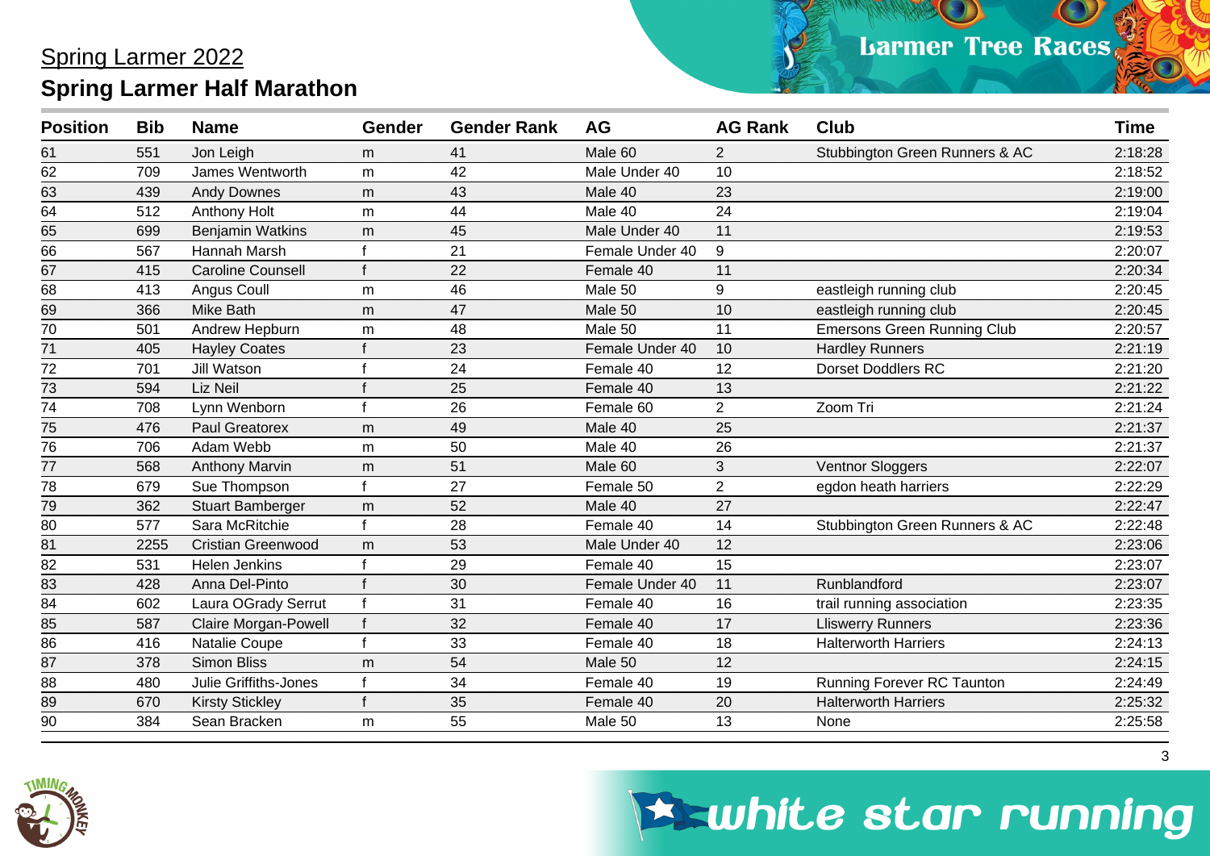## Spring Larmer 2022

## Spring Larmer Half Marathon

| Position | Bib | Name | Gender | Gender Rank | AG | AG Rank | Club | Time |
|---|---|---|---|---|---|---|---|---|
| 61 | 551 | Jon Leigh | m | 41 | Male 60 | 2 | Stubbington Green Runners & AC | 2:18:28 |
| 62 | 709 | James Wentworth | m | 42 | Male Under 40 | 10 | | 2:18:52 |
| 63 | 439 | Andy Downes | m | 43 | Male 40 | 23 | | 2:19:00 |
| 64 | 512 | Anthony Holt | m | 44 | Male 40 | 24 | | 2:19:04 |
| 65 | 699 | Benjamin Watkins | m | 45 | Male Under 40 | 11 | | 2:19:53 |
| 66 | 567 | Hannah Marsh | f | 21 | Female Under 40 | 9 | | 2:20:07 |
| 67 | 415 | Caroline Counsell | f | 22 | Female 40 | 11 | | 2:20:34 |
| 68 | 413 | Angus Coull | m | 46 | Male 50 | 9 | eastleigh running club | 2:20:45 |
| 69 | 366 | Mike Bath | m | 47 | Male 50 | 10 | eastleigh running club | 2:20:45 |
| 70 | 501 | Andrew Hepburn | m | 48 | Male 50 | 11 | Emersons Green Running Club | 2:20:57 |
| 71 | 405 | Hayley Coates | f | 23 | Female Under 40 | 10 | Hardley Runners | 2:21:19 |
| 72 | 701 | Jill Watson | f | 24 | Female 40 | 12 | Dorset Doddlers RC | 2:21:20 |
| 73 | 594 | Liz Neil | f | 25 | Female 40 | 13 | | 2:21:22 |
| 74 | 708 | Lynn Wenborn | f | 26 | Female 60 | 2 | Zoom Tri | 2:21:24 |
| 75 | 476 | Paul Greatorex | m | 49 | Male 40 | 25 | | 2:21:37 |
| 76 | 706 | Adam Webb | m | 50 | Male 40 | 26 | | 2:21:37 |
| 77 | 568 | Anthony Marvin | m | 51 | Male 60 | 3 | Ventnor Sloggers | 2:22:07 |
| 78 | 679 | Sue Thompson | f | 27 | Female 50 | 2 | egdon heath harriers | 2:22:29 |
| 79 | 362 | Stuart Bamberger | m | 52 | Male 40 | 27 | | 2:22:47 |
| 80 | 577 | Sara McRitchie | f | 28 | Female 40 | 14 | Stubbington Green Runners & AC | 2:22:48 |
| 81 | 2255 | Cristian Greenwood | m | 53 | Male Under 40 | 12 | | 2:23:06 |
| 82 | 531 | Helen Jenkins | f | 29 | Female 40 | 15 | | 2:23:07 |
| 83 | 428 | Anna Del-Pinto | f | 30 | Female Under 40 | 11 | Runblandford | 2:23:07 |
| 84 | 602 | Laura OGrady Serrut | f | 31 | Female 40 | 16 | trail running association | 2:23:35 |
| 85 | 587 | Claire Morgan-Powell | f | 32 | Female 40 | 17 | Lliswerry Runners | 2:23:36 |
| 86 | 416 | Natalie Coupe | f | 33 | Female 40 | 18 | Halterworth Harriers | 2:24:13 |
| 87 | 378 | Simon Bliss | m | 54 | Male 50 | 12 | | 2:24:15 |
| 88 | 480 | Julie Griffiths-Jones | f | 34 | Female 40 | 19 | Running Forever RC Taunton | 2:24:49 |
| 89 | 670 | Kirsty Stickley | f | 35 | Female 40 | 20 | Halterworth Harriers | 2:25:32 |
| 90 | 384 | Sean Bracken | m | 55 | Male 50 | 13 | None | 2:25:58 |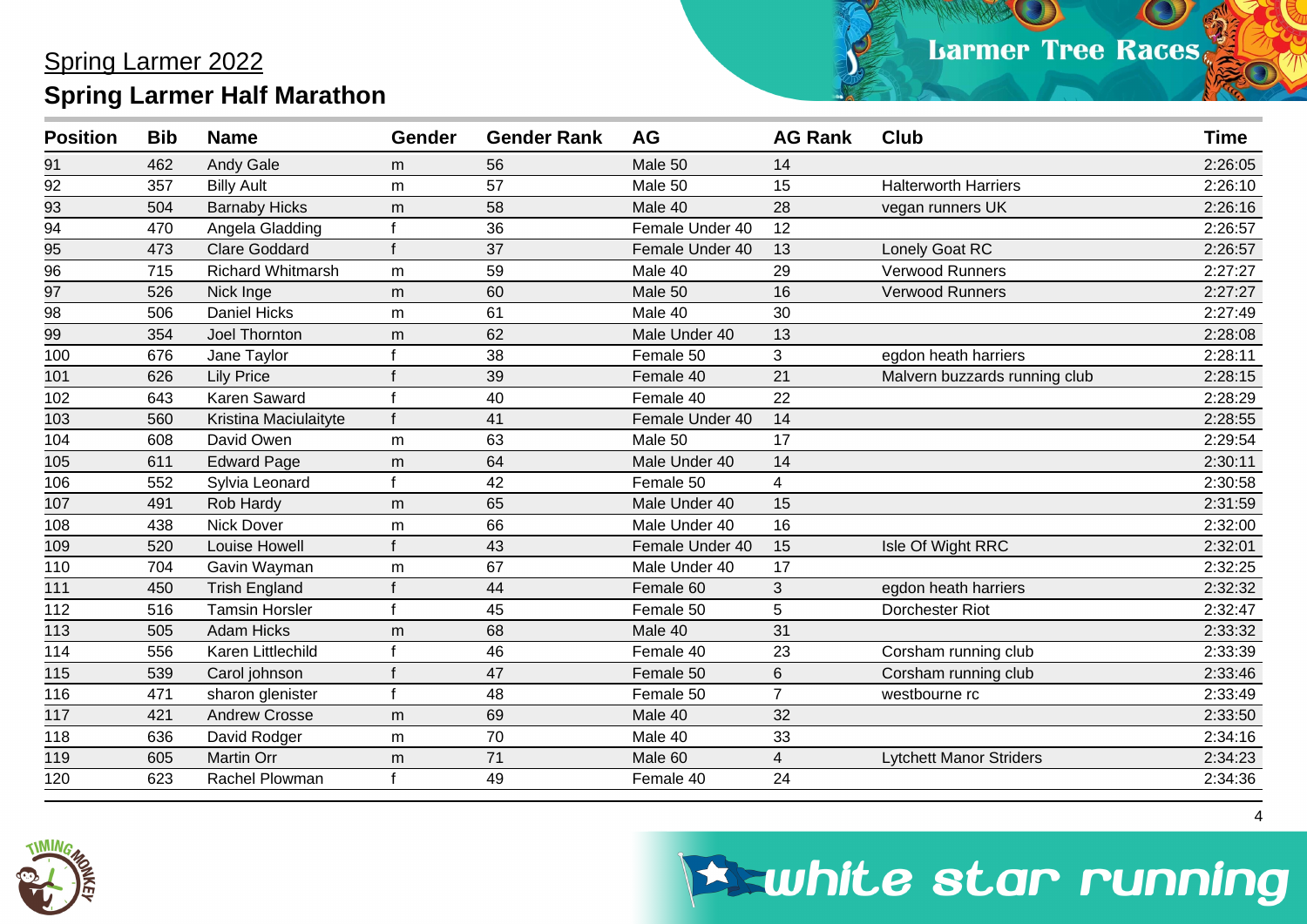# Spring Larmer 2022

## Spring Larmer Half Marathon

| Position | Bib | Name | Gender | Gender Rank | AG | AG Rank | Club | Time |
|---|---|---|---|---|---|---|---|---|
| 91 | 462 | Andy Gale | m | 56 | Male 50 | 14 | | 2:26:05 |
| 92 | 357 | Billy Ault | m | 57 | Male 50 | 15 | Halterworth Harriers | 2:26:10 |
| 93 | 504 | Barnaby Hicks | m | 58 | Male 40 | 28 | vegan runners UK | 2:26:16 |
| 94 | 470 | Angela Gladding | f | 36 | Female Under 40 | 12 | | 2:26:57 |
| 95 | 473 | Clare Goddard | f | 37 | Female Under 40 | 13 | Lonely Goat RC | 2:26:57 |
| 96 | 715 | Richard Whitmarsh | m | 59 | Male 40 | 29 | Verwood Runners | 2:27:27 |
| 97 | 526 | Nick Inge | m | 60 | Male 50 | 16 | Verwood Runners | 2:27:27 |
| 98 | 506 | Daniel Hicks | m | 61 | Male 40 | 30 | | 2:27:49 |
| 99 | 354 | Joel Thornton | m | 62 | Male Under 40 | 13 | | 2:28:08 |
| 100 | 676 | Jane Taylor | f | 38 | Female 50 | 3 | egdon heath harriers | 2:28:11 |
| 101 | 626 | Lily Price | f | 39 | Female 40 | 21 | Malvern buzzards running club | 2:28:15 |
| 102 | 643 | Karen Saward | f | 40 | Female 40 | 22 | | 2:28:29 |
| 103 | 560 | Kristina Maciulaityte | f | 41 | Female Under 40 | 14 | | 2:28:55 |
| 104 | 608 | David Owen | m | 63 | Male 50 | 17 | | 2:29:54 |
| 105 | 611 | Edward Page | m | 64 | Male Under 40 | 14 | | 2:30:11 |
| 106 | 552 | Sylvia Leonard | f | 42 | Female 50 | 4 | | 2:30:58 |
| 107 | 491 | Rob Hardy | m | 65 | Male Under 40 | 15 | | 2:31:59 |
| 108 | 438 | Nick Dover | m | 66 | Male Under 40 | 16 | | 2:32:00 |
| 109 | 520 | Louise Howell | f | 43 | Female Under 40 | 15 | Isle Of Wight RRC | 2:32:01 |
| 110 | 704 | Gavin Wayman | m | 67 | Male Under 40 | 17 | | 2:32:25 |
| 111 | 450 | Trish England | f | 44 | Female 60 | 3 | egdon heath harriers | 2:32:32 |
| 112 | 516 | Tamsin Horsler | f | 45 | Female 50 | 5 | Dorchester Riot | 2:32:47 |
| 113 | 505 | Adam Hicks | m | 68 | Male 40 | 31 | | 2:33:32 |
| 114 | 556 | Karen Littlechild | f | 46 | Female 40 | 23 | Corsham running club | 2:33:39 |
| 115 | 539 | Carol johnson | f | 47 | Female 50 | 6 | Corsham running club | 2:33:46 |
| 116 | 471 | sharon glenister | f | 48 | Female 50 | 7 | westbourne rc | 2:33:49 |
| 117 | 421 | Andrew Crosse | m | 69 | Male 40 | 32 | | 2:33:50 |
| 118 | 636 | David Rodger | m | 70 | Male 40 | 33 | | 2:34:16 |
| 119 | 605 | Martin Orr | m | 71 | Male 60 | 4 | Lytchett Manor Striders | 2:34:23 |
| 120 | 623 | Rachel Plowman | f | 49 | Female 40 | 24 | | 2:34:36 |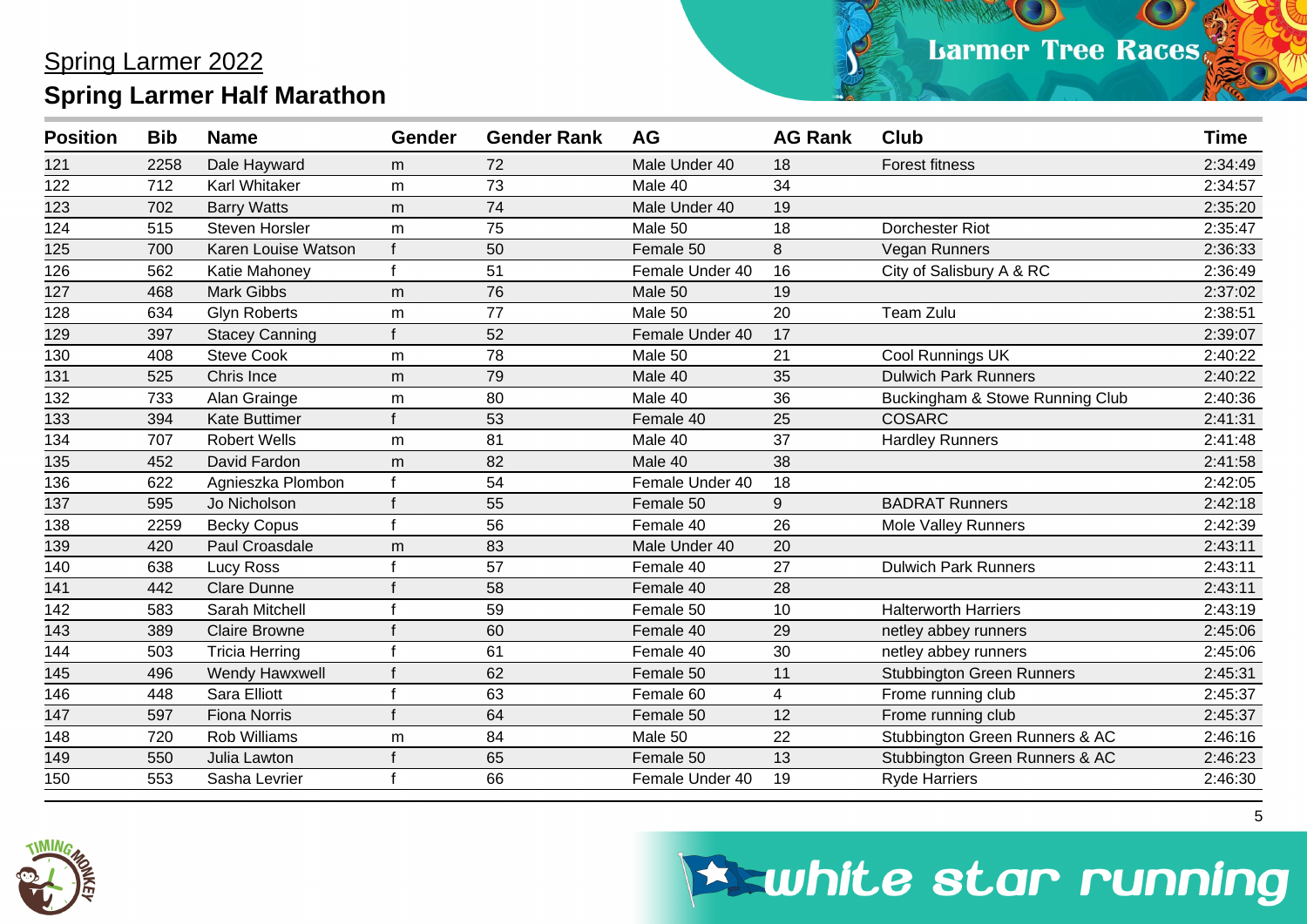## Spring Larmer 2022

## Spring Larmer Half Marathon

| Position | Bib | Name | Gender | Gender Rank | AG | AG Rank | Club | Time |
|---|---|---|---|---|---|---|---|---|
| 121 | 2258 | Dale Hayward | m | 72 | Male Under 40 | 18 | Forest fitness | 2:34:49 |
| 122 | 712 | Karl Whitaker | m | 73 | Male 40 | 34 | | 2:34:57 |
| 123 | 702 | Barry Watts | m | 74 | Male Under 40 | 19 | | 2:35:20 |
| 124 | 515 | Steven Horsler | m | 75 | Male 50 | 18 | Dorchester Riot | 2:35:47 |
| 125 | 700 | Karen Louise Watson | f | 50 | Female 50 | 8 | Vegan Runners | 2:36:33 |
| 126 | 562 | Katie Mahoney | f | 51 | Female Under 40 | 16 | City of Salisbury A & RC | 2:36:49 |
| 127 | 468 | Mark Gibbs | m | 76 | Male 50 | 19 | | 2:37:02 |
| 128 | 634 | Glyn Roberts | m | 77 | Male 50 | 20 | Team Zulu | 2:38:51 |
| 129 | 397 | Stacey Canning | f | 52 | Female Under 40 | 17 | | 2:39:07 |
| 130 | 408 | Steve Cook | m | 78 | Male 50 | 21 | Cool Runnings UK | 2:40:22 |
| 131 | 525 | Chris Ince | m | 79 | Male 40 | 35 | Dulwich Park Runners | 2:40:22 |
| 132 | 733 | Alan Grainge | m | 80 | Male 40 | 36 | Buckingham & Stowe Running Club | 2:40:36 |
| 133 | 394 | Kate Buttimer | f | 53 | Female 40 | 25 | COSARC | 2:41:31 |
| 134 | 707 | Robert Wells | m | 81 | Male 40 | 37 | Hardley Runners | 2:41:48 |
| 135 | 452 | David Fardon | m | 82 | Male 40 | 38 | | 2:41:58 |
| 136 | 622 | Agnieszka Plombon | f | 54 | Female Under 40 | 18 | | 2:42:05 |
| 137 | 595 | Jo Nicholson | f | 55 | Female 50 | 9 | BADRAT Runners | 2:42:18 |
| 138 | 2259 | Becky Copus | f | 56 | Female 40 | 26 | Mole Valley Runners | 2:42:39 |
| 139 | 420 | Paul Croasdale | m | 83 | Male Under 40 | 20 | | 2:43:11 |
| 140 | 638 | Lucy Ross | f | 57 | Female 40 | 27 | Dulwich Park Runners | 2:43:11 |
| 141 | 442 | Clare Dunne | f | 58 | Female 40 | 28 | | 2:43:11 |
| 142 | 583 | Sarah Mitchell | f | 59 | Female 50 | 10 | Halterworth Harriers | 2:43:19 |
| 143 | 389 | Claire Browne | f | 60 | Female 40 | 29 | netley abbey runners | 2:45:06 |
| 144 | 503 | Tricia Herring | f | 61 | Female 40 | 30 | netley abbey runners | 2:45:06 |
| 145 | 496 | Wendy Hawxwell | f | 62 | Female 50 | 11 | Stubbington Green Runners | 2:45:31 |
| 146 | 448 | Sara Elliott | f | 63 | Female 60 | 4 | Frome running club | 2:45:37 |
| 147 | 597 | Fiona Norris | f | 64 | Female 50 | 12 | Frome running club | 2:45:37 |
| 148 | 720 | Rob Williams | m | 84 | Male 50 | 22 | Stubbington Green Runners & AC | 2:46:16 |
| 149 | 550 | Julia Lawton | f | 65 | Female 50 | 13 | Stubbington Green Runners & AC | 2:46:23 |
| 150 | 553 | Sasha Levrier | f | 66 | Female Under 40 | 19 | Ryde Harriers | 2:46:30 |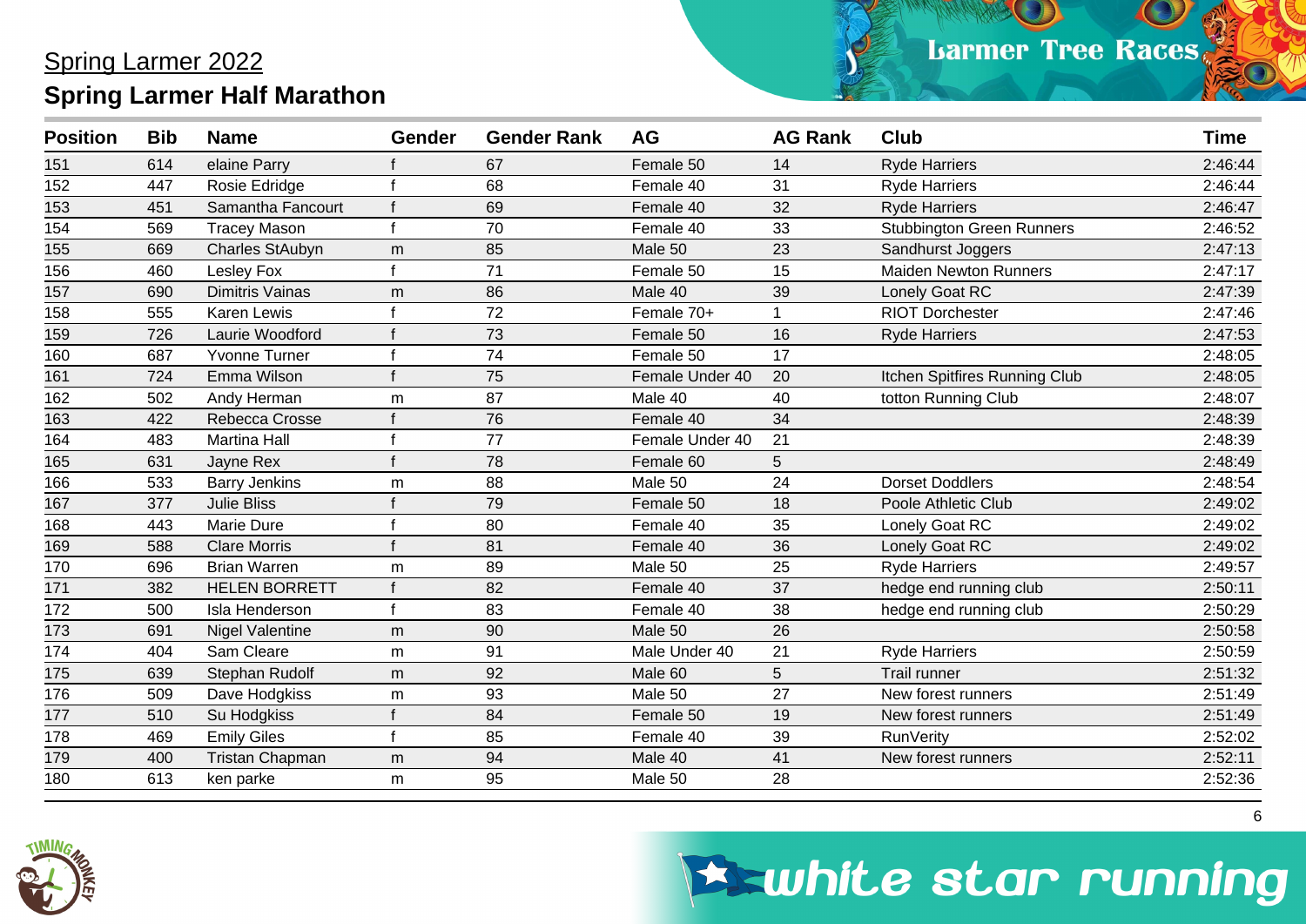## Spring Larmer 2022

## Spring Larmer Half Marathon

| Position | Bib | Name | Gender | Gender Rank | AG | AG Rank | Club | Time |
|---|---|---|---|---|---|---|---|---|
| 151 | 614 | elaine Parry | f | 67 | Female 50 | 14 | Ryde Harriers | 2:46:44 |
| 152 | 447 | Rosie Edridge | f | 68 | Female 40 | 31 | Ryde Harriers | 2:46:44 |
| 153 | 451 | Samantha Fancourt | f | 69 | Female 40 | 32 | Ryde Harriers | 2:46:47 |
| 154 | 569 | Tracey Mason | f | 70 | Female 40 | 33 | Stubbington Green Runners | 2:46:52 |
| 155 | 669 | Charles StAubyn | m | 85 | Male 50 | 23 | Sandhurst Joggers | 2:47:13 |
| 156 | 460 | Lesley Fox | f | 71 | Female 50 | 15 | Maiden Newton Runners | 2:47:17 |
| 157 | 690 | Dimitris Vainas | m | 86 | Male 40 | 39 | Lonely Goat RC | 2:47:39 |
| 158 | 555 | Karen Lewis | f | 72 | Female 70+ | 1 | RIOT Dorchester | 2:47:46 |
| 159 | 726 | Laurie Woodford | f | 73 | Female 50 | 16 | Ryde Harriers | 2:47:53 |
| 160 | 687 | Yvonne Turner | f | 74 | Female 50 | 17 | | 2:48:05 |
| 161 | 724 | Emma Wilson | f | 75 | Female Under 40 | 20 | Itchen Spitfires Running Club | 2:48:05 |
| 162 | 502 | Andy Herman | m | 87 | Male 40 | 40 | totton Running Club | 2:48:07 |
| 163 | 422 | Rebecca Crosse | f | 76 | Female 40 | 34 | | 2:48:39 |
| 164 | 483 | Martina Hall | f | 77 | Female Under 40 | 21 | | 2:48:39 |
| 165 | 631 | Jayne Rex | f | 78 | Female 60 | 5 | | 2:48:49 |
| 166 | 533 | Barry Jenkins | m | 88 | Male 50 | 24 | Dorset Doddlers | 2:48:54 |
| 167 | 377 | Julie Bliss | f | 79 | Female 50 | 18 | Poole Athletic Club | 2:49:02 |
| 168 | 443 | Marie Dure | f | 80 | Female 40 | 35 | Lonely Goat RC | 2:49:02 |
| 169 | 588 | Clare Morris | f | 81 | Female 40 | 36 | Lonely Goat RC | 2:49:02 |
| 170 | 696 | Brian Warren | m | 89 | Male 50 | 25 | Ryde Harriers | 2:49:57 |
| 171 | 382 | HELEN BORRETT | f | 82 | Female 40 | 37 | hedge end running club | 2:50:11 |
| 172 | 500 | Isla Henderson | f | 83 | Female 40 | 38 | hedge end running club | 2:50:29 |
| 173 | 691 | Nigel Valentine | m | 90 | Male 50 | 26 | | 2:50:58 |
| 174 | 404 | Sam Cleare | m | 91 | Male Under 40 | 21 | Ryde Harriers | 2:50:59 |
| 175 | 639 | Stephan Rudolf | m | 92 | Male 60 | 5 | Trail runner | 2:51:32 |
| 176 | 509 | Dave Hodgkiss | m | 93 | Male 50 | 27 | New forest runners | 2:51:49 |
| 177 | 510 | Su Hodgkiss | f | 84 | Female 50 | 19 | New forest runners | 2:51:49 |
| 178 | 469 | Emily Giles | f | 85 | Female 40 | 39 | RunVerity | 2:52:02 |
| 179 | 400 | Tristan Chapman | m | 94 | Male 40 | 41 | New forest runners | 2:52:11 |
| 180 | 613 | ken parke | m | 95 | Male 50 | 28 | | 2:52:36 |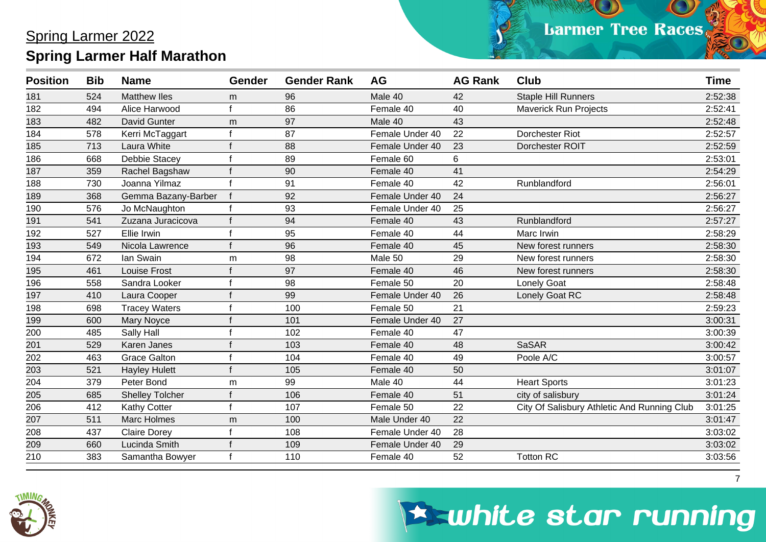## Spring Larmer 2022

## Spring Larmer Half Marathon

| Position | Bib | Name | Gender | Gender Rank | AG | AG Rank | Club | Time |
|---|---|---|---|---|---|---|---|---|
| 181 | 524 | Matthew Iles | m | 96 | Male 40 | 42 | Staple Hill Runners | 2:52:38 |
| 182 | 494 | Alice Harwood | f | 86 | Female 40 | 40 | Maverick Run Projects | 2:52:41 |
| 183 | 482 | David Gunter | m | 97 | Male 40 | 43 | | 2:52:48 |
| 184 | 578 | Kerri McTaggart | f | 87 | Female Under 40 | 22 | Dorchester Riot | 2:52:57 |
| 185 | 713 | Laura White | f | 88 | Female Under 40 | 23 | Dorchester ROIT | 2:52:59 |
| 186 | 668 | Debbie Stacey | f | 89 | Female 60 | 6 | | 2:53:01 |
| 187 | 359 | Rachel Bagshaw | f | 90 | Female 40 | 41 | | 2:54:29 |
| 188 | 730 | Joanna Yilmaz | f | 91 | Female 40 | 42 | Runblandford | 2:56:01 |
| 189 | 368 | Gemma Bazany-Barber | f | 92 | Female Under 40 | 24 | | 2:56:27 |
| 190 | 576 | Jo McNaughton | f | 93 | Female Under 40 | 25 | | 2:56:27 |
| 191 | 541 | Zuzana Juracicova | f | 94 | Female 40 | 43 | Runblandford | 2:57:27 |
| 192 | 527 | Ellie Irwin | f | 95 | Female 40 | 44 | Marc Irwin | 2:58:29 |
| 193 | 549 | Nicola Lawrence | f | 96 | Female 40 | 45 | New forest runners | 2:58:30 |
| 194 | 672 | Ian Swain | m | 98 | Male 50 | 29 | New forest runners | 2:58:30 |
| 195 | 461 | Louise Frost | f | 97 | Female 40 | 46 | New forest runners | 2:58:30 |
| 196 | 558 | Sandra Looker | f | 98 | Female 50 | 20 | Lonely Goat | 2:58:48 |
| 197 | 410 | Laura Cooper | f | 99 | Female Under 40 | 26 | Lonely Goat RC | 2:58:48 |
| 198 | 698 | Tracey Waters | f | 100 | Female 50 | 21 | | 2:59:23 |
| 199 | 600 | Mary Noyce | f | 101 | Female Under 40 | 27 | | 3:00:31 |
| 200 | 485 | Sally Hall | f | 102 | Female 40 | 47 | | 3:00:39 |
| 201 | 529 | Karen Janes | f | 103 | Female 40 | 48 | SaSAR | 3:00:42 |
| 202 | 463 | Grace Galton | f | 104 | Female 40 | 49 | Poole A/C | 3:00:57 |
| 203 | 521 | Hayley Hulett | f | 105 | Female 40 | 50 | | 3:01:07 |
| 204 | 379 | Peter Bond | m | 99 | Male 40 | 44 | Heart Sports | 3:01:23 |
| 205 | 685 | Shelley Tolcher | f | 106 | Female 40 | 51 | city of salisbury | 3:01:24 |
| 206 | 412 | Kathy Cotter | f | 107 | Female 50 | 22 | City Of Salisbury Athletic And Running Club | 3:01:25 |
| 207 | 511 | Marc Holmes | m | 100 | Male Under 40 | 22 | | 3:01:47 |
| 208 | 437 | Claire Dorey | f | 108 | Female Under 40 | 28 | | 3:03:02 |
| 209 | 660 | Lucinda Smith | f | 109 | Female Under 40 | 29 | | 3:03:02 |
| 210 | 383 | Samantha Bowyer | f | 110 | Female 40 | 52 | Totton RC | 3:03:56 |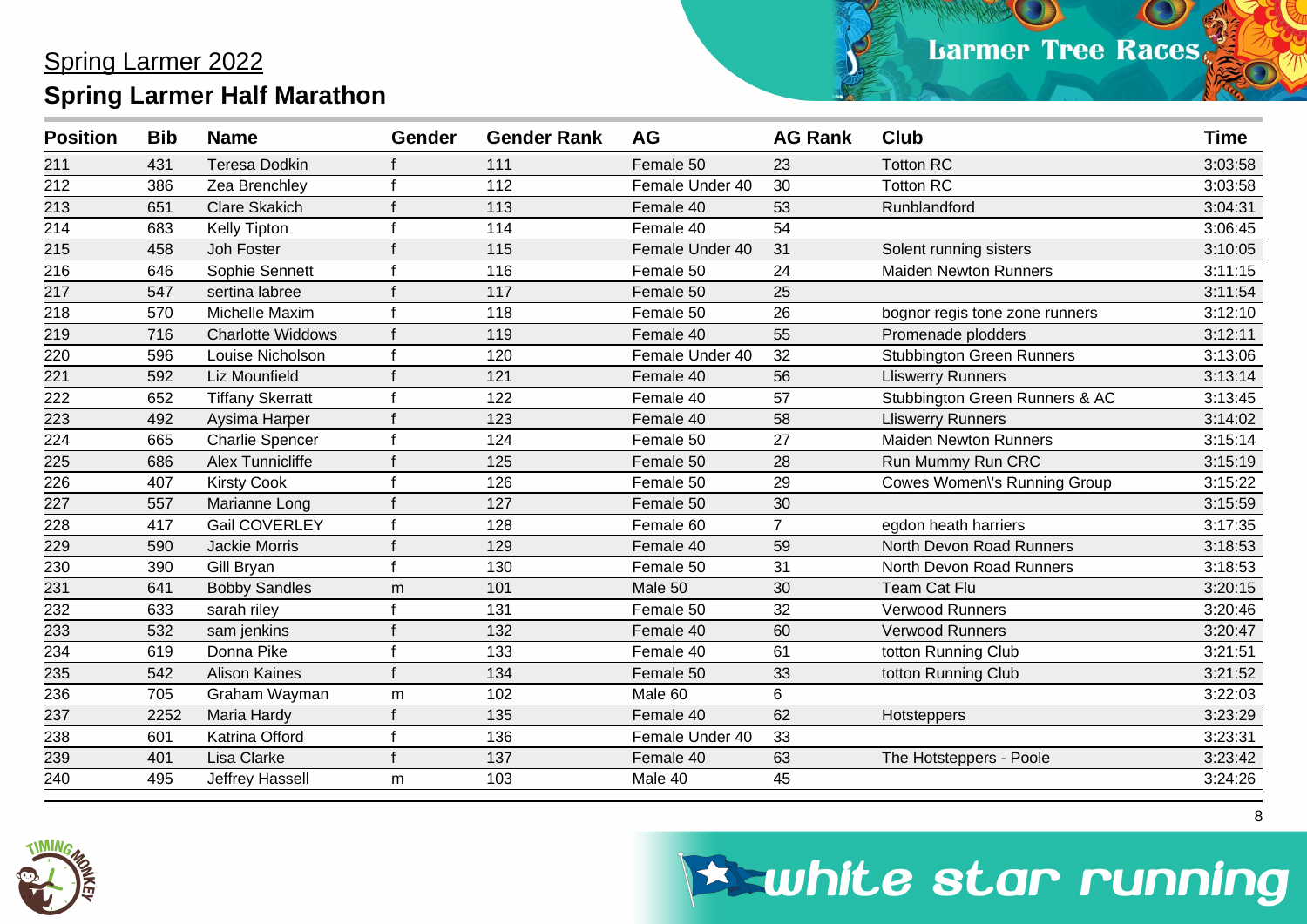## Spring Larmer 2022

## Spring Larmer Half Marathon

| Position | Bib | Name | Gender | Gender Rank | AG | AG Rank | Club | Time |
|---|---|---|---|---|---|---|---|---|
| 211 | 431 | Teresa Dodkin | f | 111 | Female 50 | 23 | Totton RC | 3:03:58 |
| 212 | 386 | Zea Brenchley | f | 112 | Female Under 40 | 30 | Totton RC | 3:03:58 |
| 213 | 651 | Clare Skakich | f | 113 | Female 40 | 53 | Runblandford | 3:04:31 |
| 214 | 683 | Kelly Tipton | f | 114 | Female 40 | 54 | | 3:06:45 |
| 215 | 458 | Joh Foster | f | 115 | Female Under 40 | 31 | Solent running sisters | 3:10:05 |
| 216 | 646 | Sophie Sennett | f | 116 | Female 50 | 24 | Maiden Newton Runners | 3:11:15 |
| 217 | 547 | sertina labree | f | 117 | Female 50 | 25 | | 3:11:54 |
| 218 | 570 | Michelle Maxim | f | 118 | Female 50 | 26 | bognor regis tone zone runners | 3:12:10 |
| 219 | 716 | Charlotte Widdows | f | 119 | Female 40 | 55 | Promenade plodders | 3:12:11 |
| 220 | 596 | Louise Nicholson | f | 120 | Female Under 40 | 32 | Stubbington Green Runners | 3:13:06 |
| 221 | 592 | Liz Mounfield | f | 121 | Female 40 | 56 | Lliswerry Runners | 3:13:14 |
| 222 | 652 | Tiffany Skerratt | f | 122 | Female 40 | 57 | Stubbington Green Runners & AC | 3:13:45 |
| 223 | 492 | Aysima Harper | f | 123 | Female 40 | 58 | Lliswerry Runners | 3:14:02 |
| 224 | 665 | Charlie Spencer | f | 124 | Female 50 | 27 | Maiden Newton Runners | 3:15:14 |
| 225 | 686 | Alex Tunnicliffe | f | 125 | Female 50 | 28 | Run Mummy Run CRC | 3:15:19 |
| 226 | 407 | Kirsty Cook | f | 126 | Female 50 | 29 | Cowes Women\'s Running Group | 3:15:22 |
| 227 | 557 | Marianne Long | f | 127 | Female 50 | 30 | | 3:15:59 |
| 228 | 417 | Gail COVERLEY | f | 128 | Female 60 | 7 | egdon heath harriers | 3:17:35 |
| 229 | 590 | Jackie Morris | f | 129 | Female 40 | 59 | North Devon Road Runners | 3:18:53 |
| 230 | 390 | Gill Bryan | f | 130 | Female 50 | 31 | North Devon Road Runners | 3:18:53 |
| 231 | 641 | Bobby Sandles | m | 101 | Male 50 | 30 | Team Cat Flu | 3:20:15 |
| 232 | 633 | sarah riley | f | 131 | Female 50 | 32 | Verwood Runners | 3:20:46 |
| 233 | 532 | sam jenkins | f | 132 | Female 40 | 60 | Verwood Runners | 3:20:47 |
| 234 | 619 | Donna Pike | f | 133 | Female 40 | 61 | totton Running Club | 3:21:51 |
| 235 | 542 | Alison Kaines | f | 134 | Female 50 | 33 | totton Running Club | 3:21:52 |
| 236 | 705 | Graham Wayman | m | 102 | Male 60 | 6 | | 3:22:03 |
| 237 | 2252 | Maria Hardy | f | 135 | Female 40 | 62 | Hotsteppers | 3:23:29 |
| 238 | 601 | Katrina Offord | f | 136 | Female Under 40 | 33 | | 3:23:31 |
| 239 | 401 | Lisa Clarke | f | 137 | Female 40 | 63 | The Hotsteppers - Poole | 3:23:42 |
| 240 | 495 | Jeffrey Hassell | m | 103 | Male 40 | 45 | | 3:24:26 |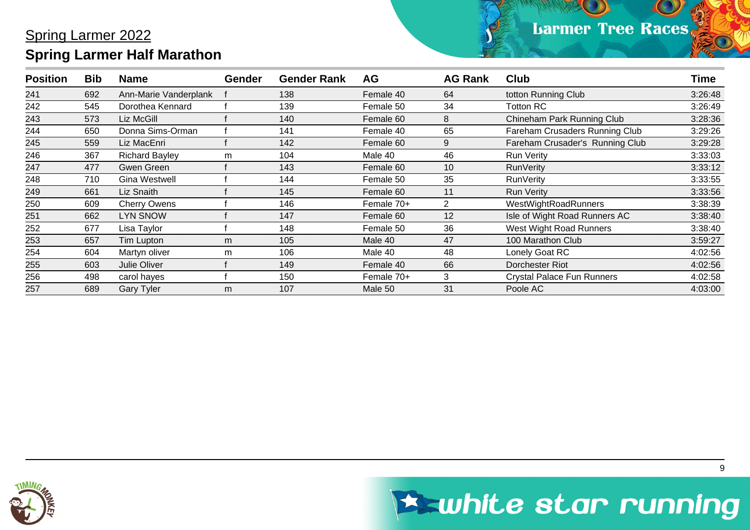## Spring Larmer 2022

## Spring Larmer Half Marathon

| Position | Bib | Name | Gender | Gender Rank | AG | AG Rank | Club | Time |
|---|---|---|---|---|---|---|---|---|
| 241 | 692 | Ann-Marie Vanderplank | f | 138 | Female 40 | 64 | totton Running Club | 3:26:48 |
| 242 | 545 | Dorothea Kennard | f | 139 | Female 50 | 34 | Totton RC | 3:26:49 |
| 243 | 573 | Liz McGill | f | 140 | Female 60 | 8 | Chineham Park Running Club | 3:28:36 |
| 244 | 650 | Donna Sims-Orman | f | 141 | Female 40 | 65 | Fareham Crusaders Running Club | 3:29:26 |
| 245 | 559 | Liz MacEnri | f | 142 | Female 60 | 9 | Fareham Crusader's Running Club | 3:29:28 |
| 246 | 367 | Richard Bayley | m | 104 | Male 40 | 46 | Run Verity | 3:33:03 |
| 247 | 477 | Gwen Green | f | 143 | Female 60 | 10 | RunVerity | 3:33:12 |
| 248 | 710 | Gina Westwell | f | 144 | Female 50 | 35 | RunVerity | 3:33:55 |
| 249 | 661 | Liz Snaith | f | 145 | Female 60 | 11 | Run Verity | 3:33:56 |
| 250 | 609 | Cherry Owens | f | 146 | Female 70+ | 2 | WestWightRoadRunners | 3:38:39 |
| 251 | 662 | LYN SNOW | f | 147 | Female 60 | 12 | Isle of Wight Road Runners AC | 3:38:40 |
| 252 | 677 | Lisa Taylor | f | 148 | Female 50 | 36 | West Wight Road Runners | 3:38:40 |
| 253 | 657 | Tim Lupton | m | 105 | Male 40 | 47 | 100 Marathon Club | 3:59:27 |
| 254 | 604 | Martyn oliver | m | 106 | Male 40 | 48 | Lonely Goat RC | 4:02:56 |
| 255 | 603 | Julie Oliver | f | 149 | Female 40 | 66 | Dorchester Riot | 4:02:56 |
| 256 | 498 | carol hayes | f | 150 | Female 70+ | 3 | Crystal Palace Fun Runners | 4:02:58 |
| 257 | 689 | Gary Tyler | m | 107 | Male 50 | 31 | Poole AC | 4:03:00 |